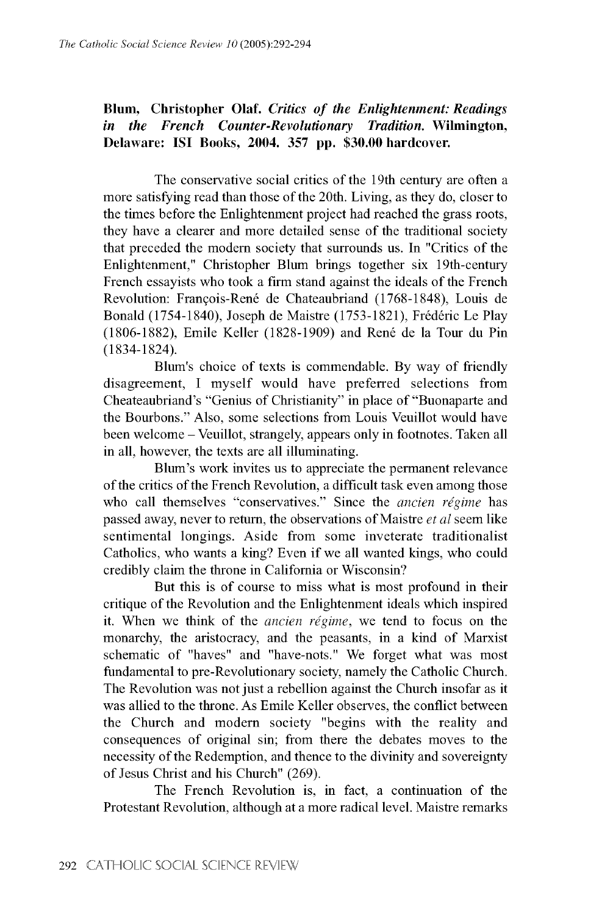**Blum, Christopher Olaf.** ***Critics of the Enlightenment: Readings in the French Counter-Revolutionary Tradition.*** **Wilmington, Delaware: ISI Books, 2004. 357 pp. $30.00 hardcover.**

The conservative social critics of the 19th century are often a more satisfying read than those of the 20th. Living, as they do, closer to the times before the Enlightenment project had reached the grass roots, they have a clearer and more detailed sense of the traditional society that preceded the modern society that surrounds us. In "Critics of the Enlightenment," Christopher Blum brings together six 19th-century French essayists who took a firm stand against the ideals of the French Revolution: François-René de Chateaubriand (1768-1848), Louis de Bonald (1754-1840), Joseph de Maistre (1753-1821), Frédéric Le Play (1806-1882), Emile Keller (1828-1909) and René de la Tour du Pin (1834-1824).

Blum's choice of texts is commendable. By way of friendly disagreement, I myself would have preferred selections from Cheateaubriand's "Genius of Christianity" in place of "Buonaparte and the Bourbons." Also, some selections from Louis Veuillot would have been welcome – Veuillot, strangely, appears only in footnotes. Taken all in all, however, the texts are all illuminating.

Blum's work invites us to appreciate the permanent relevance of the critics of the French Revolution, a difficult task even among those who call themselves "conservatives." Since the *ancien régime* has passed away, never to return, the observations of Maistre *et al* seem like sentimental longings. Aside from some inveterate traditionalist Catholics, who wants a king? Even if we all wanted kings, who could credibly claim the throne in California or Wisconsin?

But this is of course to miss what is most profound in their critique of the Revolution and the Enlightenment ideals which inspired it. When we think of the *ancien régime*, we tend to focus on the monarchy, the aristocracy, and the peasants, in a kind of Marxist schematic of "haves" and "have-nots." We forget what was most fundamental to pre-Revolutionary society, namely the Catholic Church. The Revolution was not just a rebellion against the Church insofar as it was allied to the throne. As Emile Keller observes, the conflict between the Church and modern society "begins with the reality and consequences of original sin; from there the debates moves to the necessity of the Redemption, and thence to the divinity and sovereignty of Jesus Christ and his Church" (269).

The French Revolution is, in fact, a continuation of the Protestant Revolution, although at a more radical level. Maistre remarks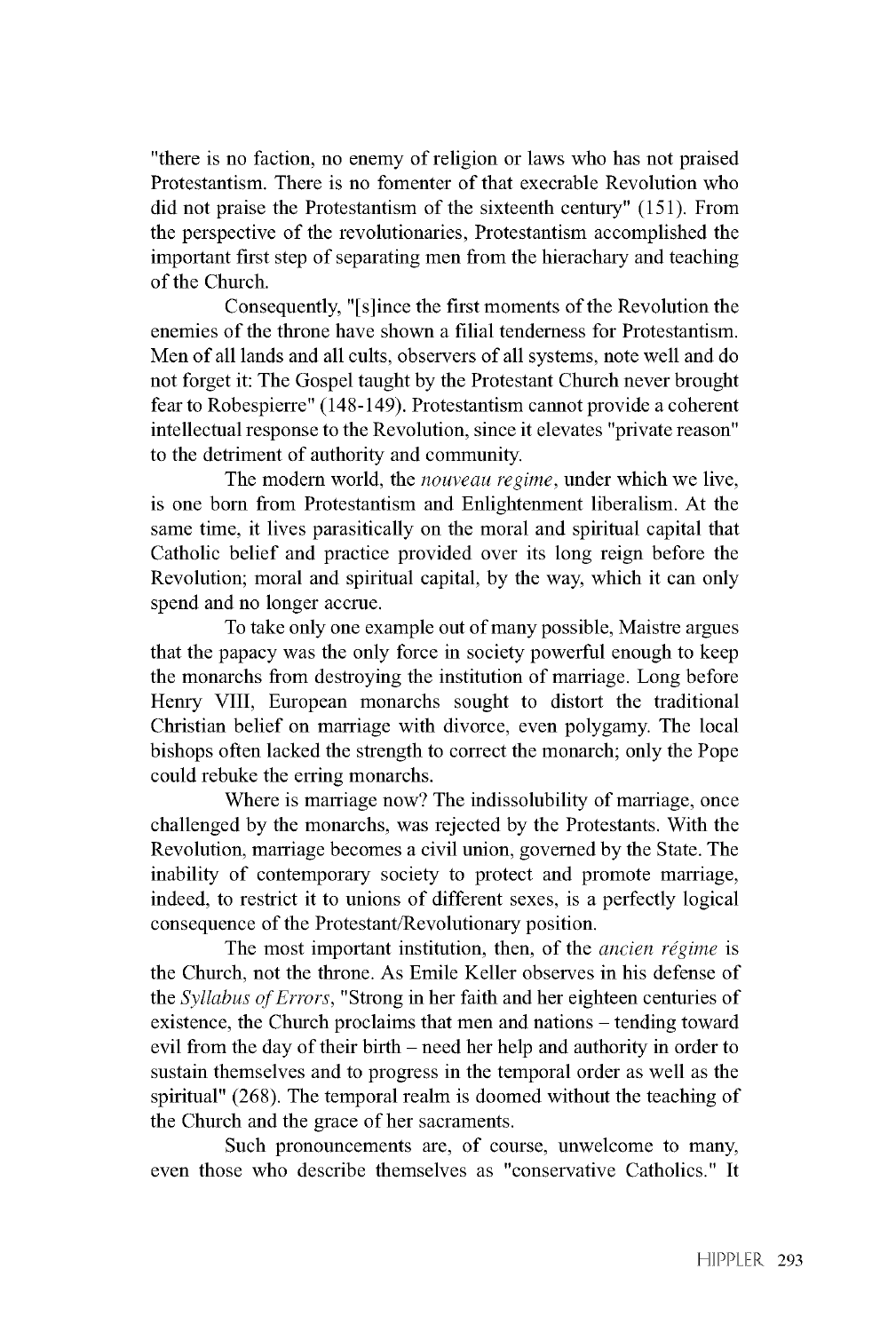"there is no faction, no enemy of religion or laws who has not praised Protestantism. There is no fomenter of that execrable Revolution who did not praise the Protestantism of the sixteenth century" (151). From the perspective of the revolutionaries, Protestantism accomplished the important first step of separating men from the hierachary and teaching of the Church.

Consequently, "[s]ince the first moments of the Revolution the enemies of the throne have shown a filial tenderness for Protestantism. Men of all lands and all cults, observers of all systems, note well and do not forget it: The Gospel taught by the Protestant Church never brought fear to Robespierre" (148-149). Protestantism cannot provide a coherent intellectual response to the Revolution, since it elevates "private reason" to the detriment of authority and community.

The modern world, the *nouveau regime*, under which we live, is one born from Protestantism and Enlightenment liberalism. At the same time, it lives parasitically on the moral and spiritual capital that Catholic belief and practice provided over its long reign before the Revolution; moral and spiritual capital, by the way, which it can only spend and no longer accrue.

To take only one example out of many possible, Maistre argues that the papacy was the only force in society powerful enough to keep the monarchs from destroying the institution of marriage. Long before Henry VIII, European monarchs sought to distort the traditional Christian belief on marriage with divorce, even polygamy. The local bishops often lacked the strength to correct the monarch; only the Pope could rebuke the erring monarchs.

Where is marriage now? The indissolubility of marriage, once challenged by the monarchs, was rejected by the Protestants. With the Revolution, marriage becomes a civil union, governed by the State. The inability of contemporary society to protect and promote marriage, indeed, to restrict it to unions of different sexes, is a perfectly logical consequence of the Protestant/Revolutionary position.

The most important institution, then, of the *ancien régime* is the Church, not the throne. As Emile Keller observes in his defense of the *Syllabus of Errors*, "Strong in her faith and her eighteen centuries of existence, the Church proclaims that men and nations – tending toward evil from the day of their birth – need her help and authority in order to sustain themselves and to progress in the temporal order as well as the spiritual" (268). The temporal realm is doomed without the teaching of the Church and the grace of her sacraments.

Such pronouncements are, of course, unwelcome to many, even those who describe themselves as "conservative Catholics." It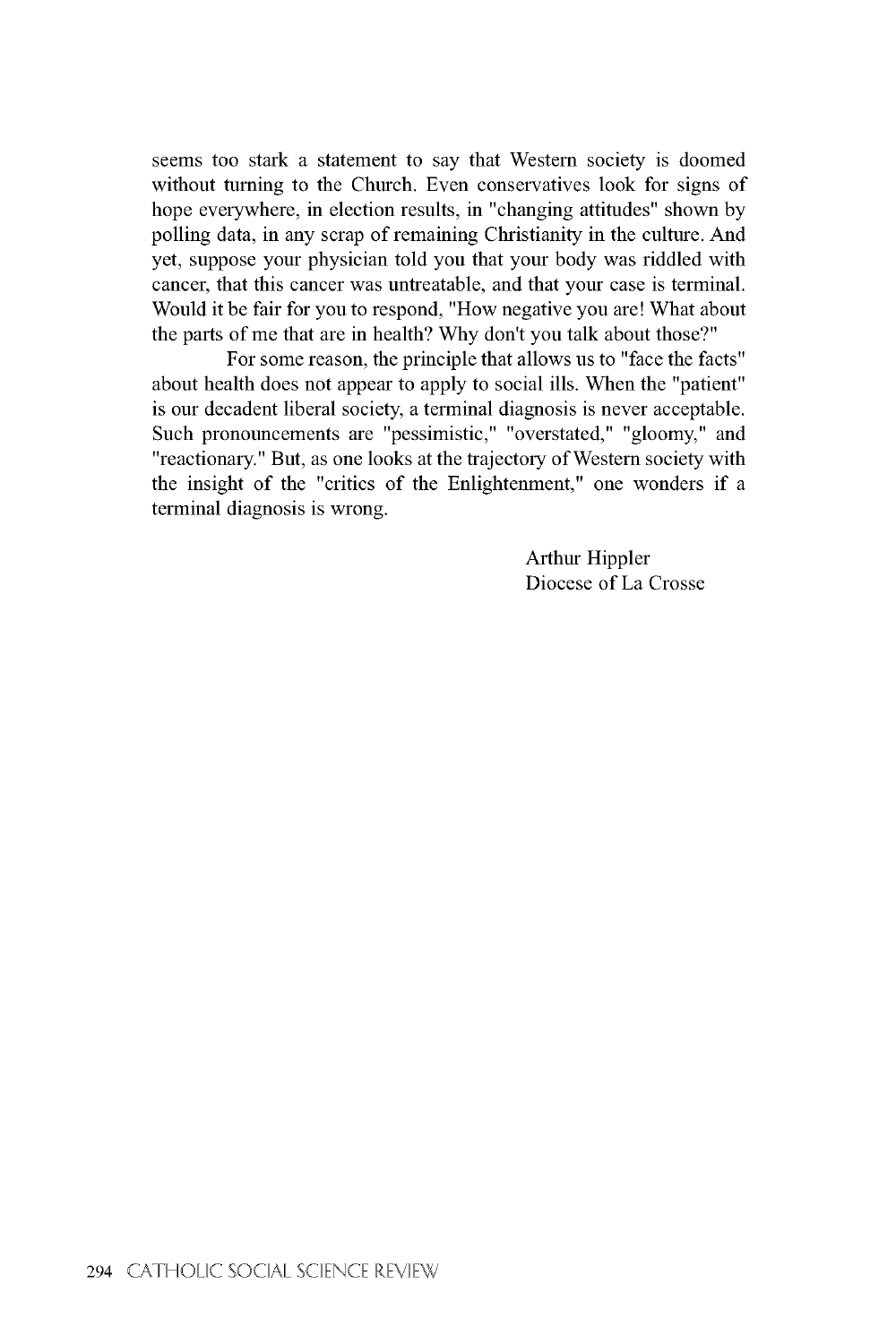seems too stark a statement to say that Western society is doomed without turning to the Church. Even conservatives look for signs of hope everywhere, in election results, in "changing attitudes" shown by polling data, in any scrap of remaining Christianity in the culture. And yet, suppose your physician told you that your body was riddled with cancer, that this cancer was untreatable, and that your case is terminal. Would it be fair for you to respond, "How negative you are! What about the parts of me that are in health? Why don't you talk about those?"

For some reason, the principle that allows us to "face the facts" about health does not appear to apply to social ills. When the "patient" is our decadent liberal society, a terminal diagnosis is never acceptable. Such pronouncements are "pessimistic," "overstated," "gloomy," and "reactionary." But, as one looks at the trajectory of Western society with the insight of the "critics of the Enlightenment," one wonders if a terminal diagnosis is wrong.

Arthur Hippler  
Diocese of La Crosse